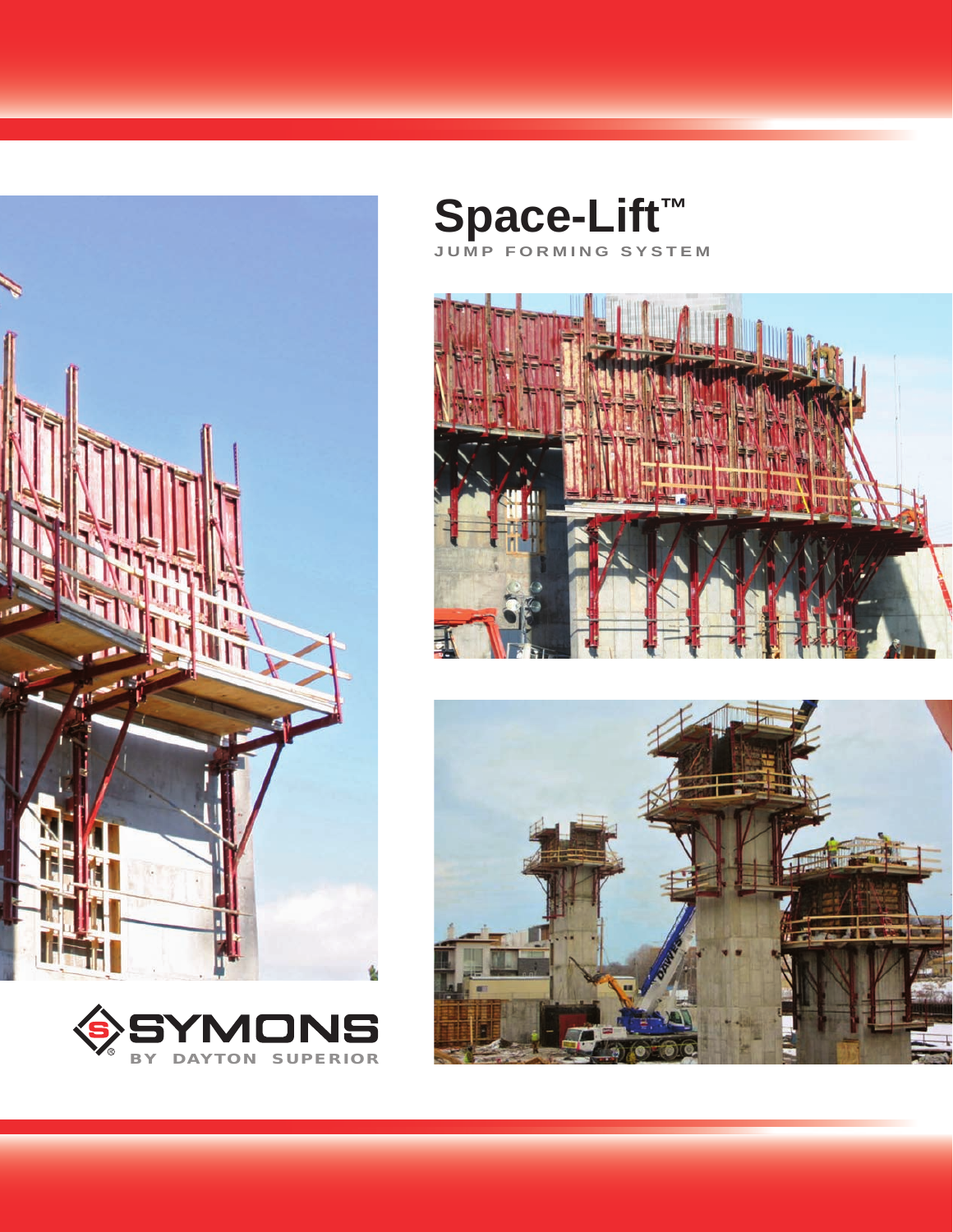# Space-Lift™

JUMP FORMING SYSTEM

SYMONS

BY DAYTON SUPERIOR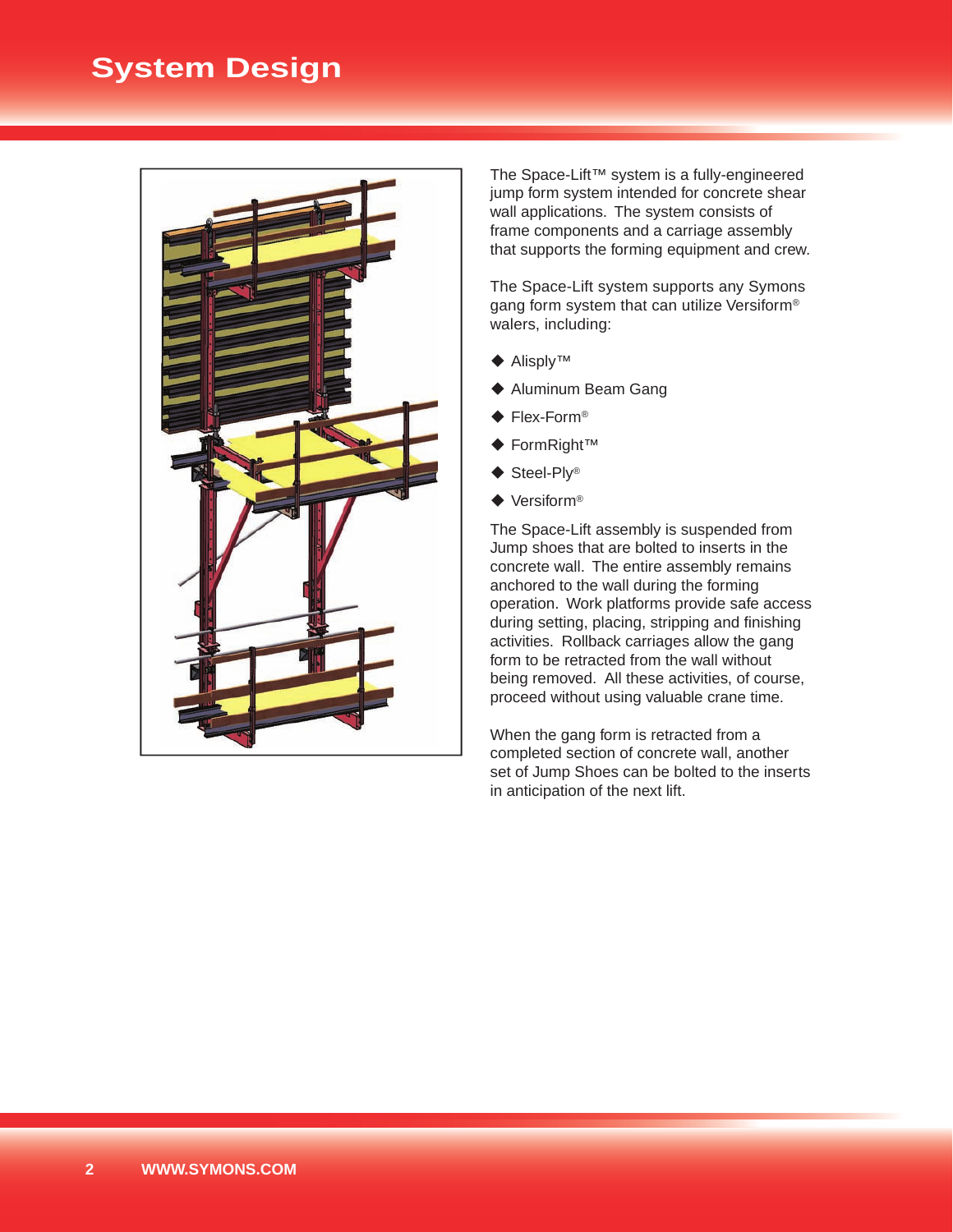# System Design

The Space-Lift™ system is a fully-engineered jump form system intended for concrete shear wall applications. The system consists of frame components and a carriage assembly that supports the forming equipment and crew.

The Space-Lift system supports any Symons gang form system that can utilize Versiform® walers, including:

- Alisply™
- Aluminum Beam Gang
- Flex-Form®
- FormRight™
- Steel-Ply®
- Versiform®

The Space-Lift assembly is suspended from Jump shoes that are bolted to inserts in the concrete wall. The entire assembly remains anchored to the wall during the forming operation. Work platforms provide safe access during setting, placing, stripping and finishing activities. Rollback carriages allow the gang form to be retracted from the wall without being removed. All these activities, of course, proceed without using valuable crane time.

When the gang form is retracted from a completed section of concrete wall, another set of Jump Shoes can be bolted to the inserts in anticipation of the next lift.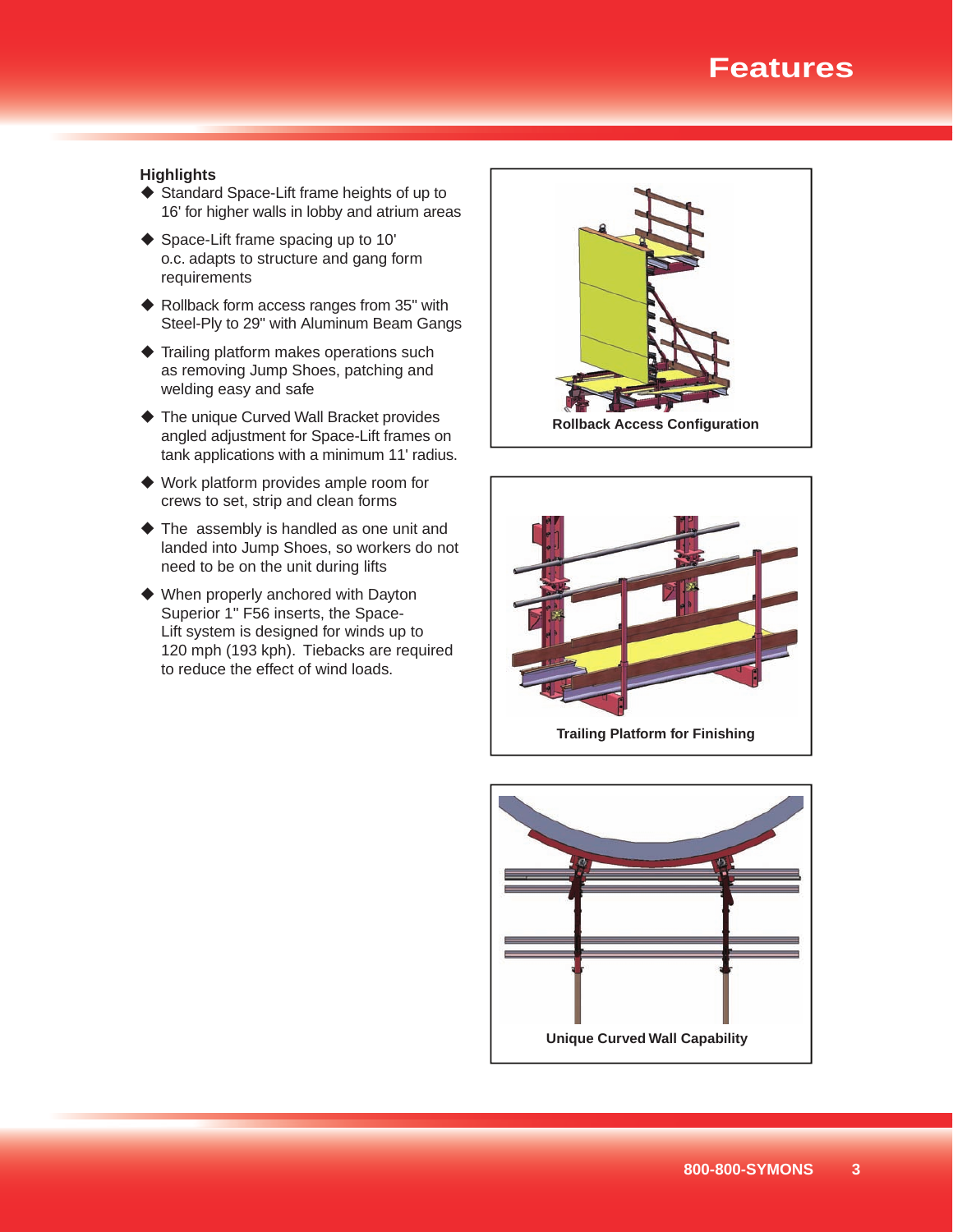# Features

### Highlights

- Standard Space-Lift frame heights of up to 16' for higher walls in lobby and atrium areas
- Space-Lift frame spacing up to 10' o.c. adapts to structure and gang form requirements
- Rollback form access ranges from 35" with Steel-Ply to 29" with Aluminum Beam Gangs
- Trailing platform makes operations such as removing Jump Shoes, patching and welding easy and safe
- The unique Curved Wall Bracket provides angled adjustment for Space-Lift frames on tank applications with a minimum 11' radius.
- Work platform provides ample room for crews to set, strip and clean forms
- The assembly is handled as one unit and landed into Jump Shoes, so workers do not need to be on the unit during lifts
- When properly anchored with Dayton Superior 1" F56 inserts, the Space-Lift system is designed for winds up to 120 mph (193 kph). Tiebacks are required to reduce the effect of wind loads.

**Rollback Access Configuration**

**Trailing Platform for Finishing**

**Unique Curved Wall Capability**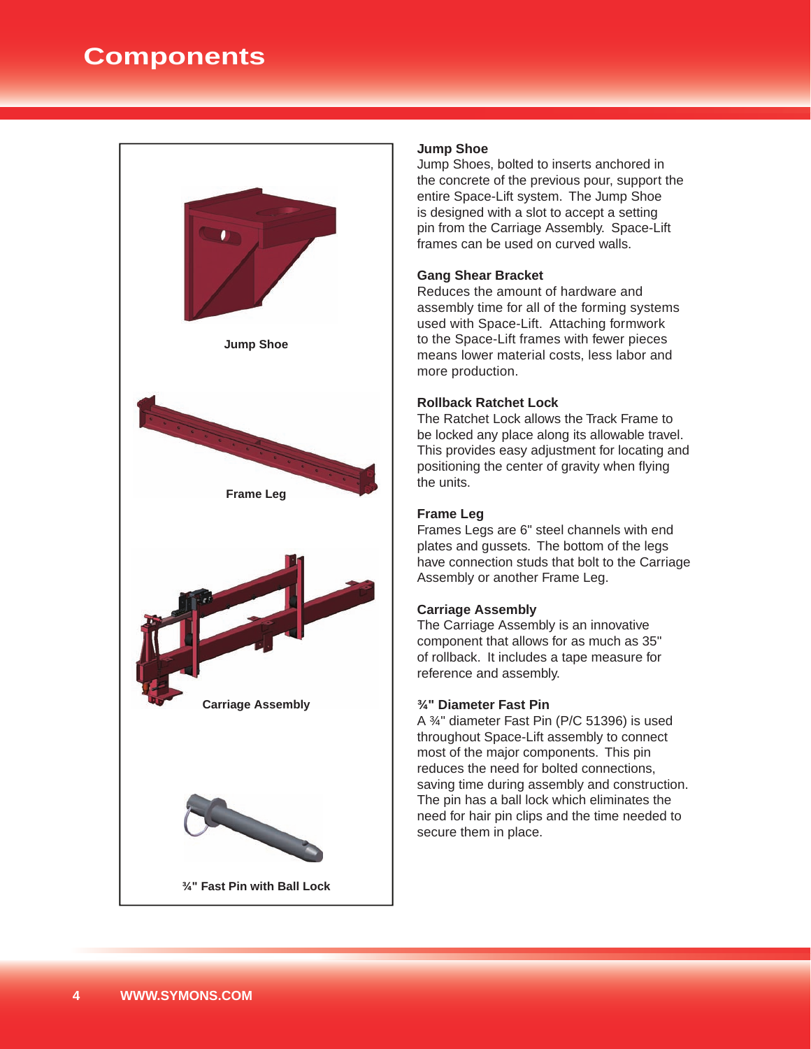# Components

Jump Shoe

Frame Leg

Carriage Assembly

¾" Fast Pin with Ball Lock

### Jump Shoe

Jump Shoes, bolted to inserts anchored in the concrete of the previous pour, support the entire Space-Lift system. The Jump Shoe is designed with a slot to accept a setting pin from the Carriage Assembly. Space-Lift frames can be used on curved walls.

### Gang Shear Bracket

Reduces the amount of hardware and assembly time for all of the forming systems used with Space-Lift. Attaching formwork to the Space-Lift frames with fewer pieces means lower material costs, less labor and more production.

### Rollback Ratchet Lock

The Ratchet Lock allows the Track Frame to be locked any place along its allowable travel. This provides easy adjustment for locating and positioning the center of gravity when flying the units.

### Frame Leg

Frames Legs are 6" steel channels with end plates and gussets. The bottom of the legs have connection studs that bolt to the Carriage Assembly or another Frame Leg.

### Carriage Assembly

The Carriage Assembly is an innovative component that allows for as much as 35" of rollback. It includes a tape measure for reference and assembly.

### ¾" Diameter Fast Pin

A ¾" diameter Fast Pin (P/C 51396) is used throughout Space-Lift assembly to connect most of the major components. This pin reduces the need for bolted connections, saving time during assembly and construction. The pin has a ball lock which eliminates the need for hair pin clips and the time needed to secure them in place.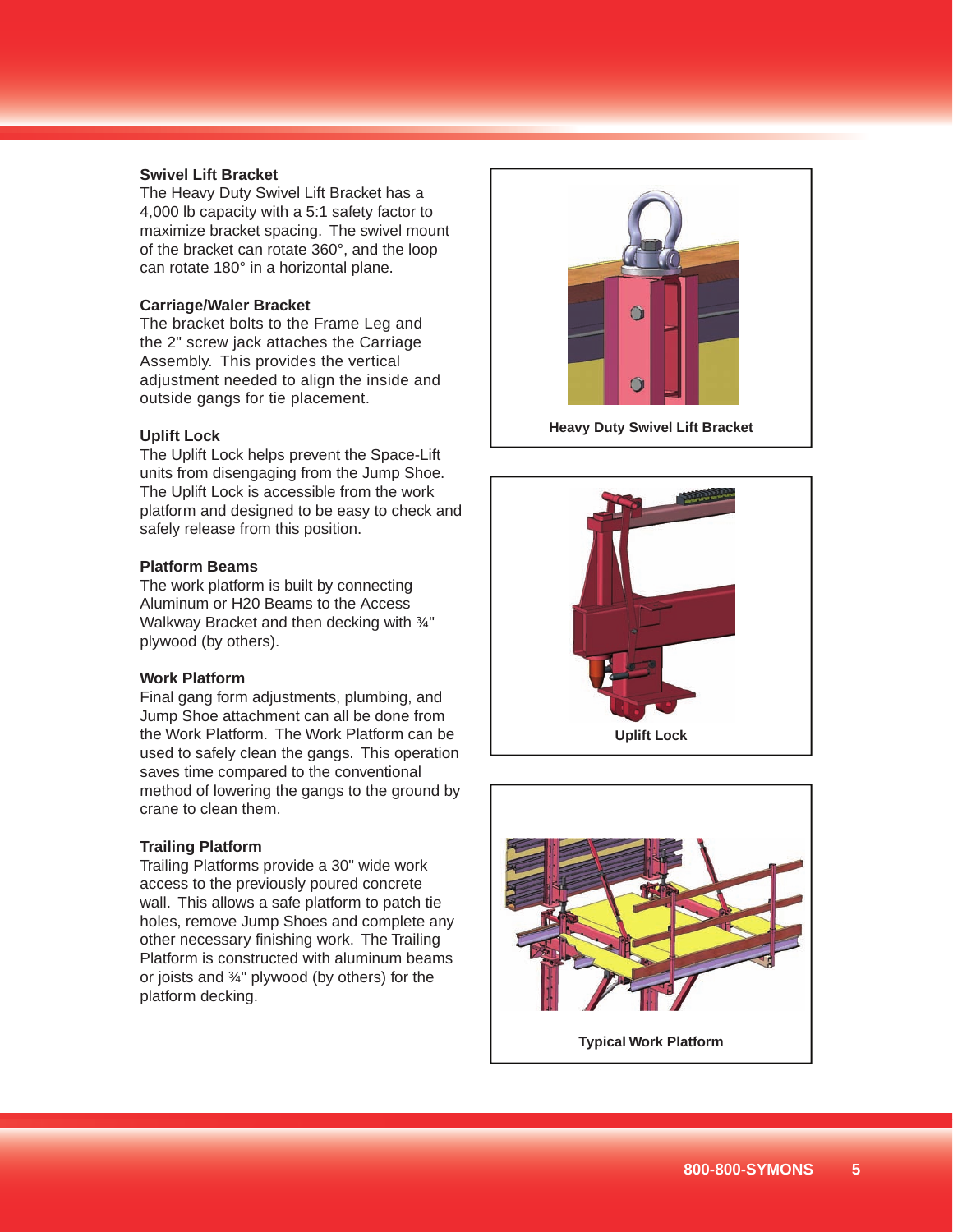### Swivel Lift Bracket

The Heavy Duty Swivel Lift Bracket has a 4,000 lb capacity with a 5:1 safety factor to maximize bracket spacing. The swivel mount of the bracket can rotate 360°, and the loop can rotate 180° in a horizontal plane.

### Carriage/Waler Bracket

The bracket bolts to the Frame Leg and the 2" screw jack attaches the Carriage Assembly. This provides the vertical adjustment needed to align the inside and outside gangs for tie placement.

### Uplift Lock

The Uplift Lock helps prevent the Space-Lift units from disengaging from the Jump Shoe. The Uplift Lock is accessible from the work platform and designed to be easy to check and safely release from this position.

### Platform Beams

The work platform is built by connecting Aluminum or H20 Beams to the Access Walkway Bracket and then decking with ¾" plywood (by others).

### Work Platform

Final gang form adjustments, plumbing, and Jump Shoe attachment can all be done from the Work Platform. The Work Platform can be used to safely clean the gangs. This operation saves time compared to the conventional method of lowering the gangs to the ground by crane to clean them.

### Trailing Platform

Trailing Platforms provide a 30" wide work access to the previously poured concrete wall. This allows a safe platform to patch tie holes, remove Jump Shoes and complete any other necessary finishing work. The Trailing Platform is constructed with aluminum beams or joists and ¾" plywood (by others) for the platform decking.

**Heavy Duty Swivel Lift Bracket**

**Uplift Lock**

**Typical Work Platform**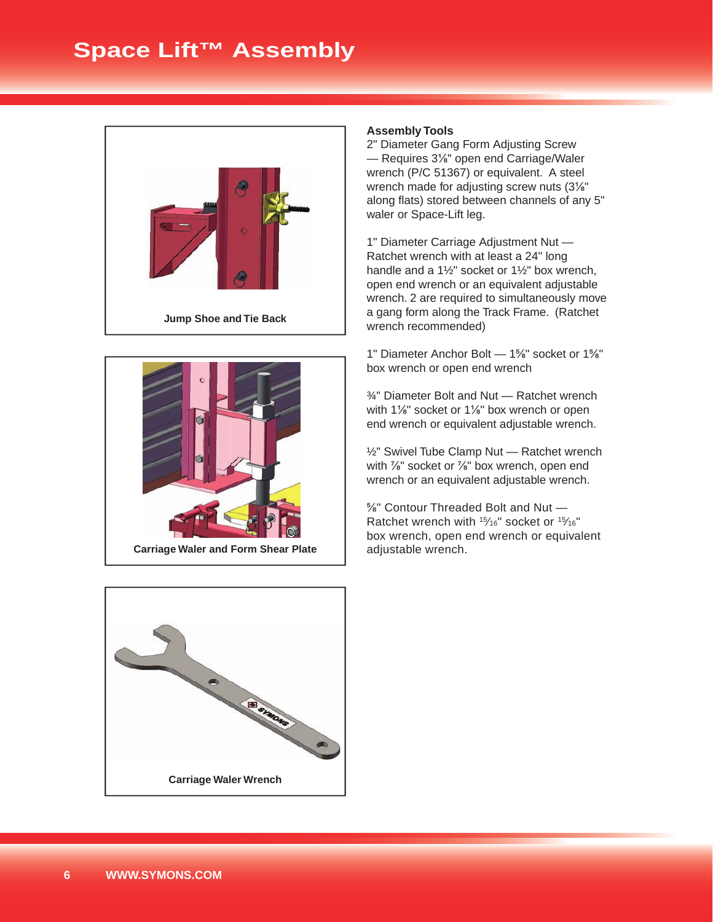# Space Lift™ Assembly

Jump Shoe and Tie Back

Carriage Waler and Form Shear Plate

Carriage Waler Wrench

**Assembly Tools**

2" Diameter Gang Form Adjusting Screw — Requires 3⅛" open end Carriage/Waler wrench (P/C 51367) or equivalent. A steel wrench made for adjusting screw nuts (3⅛" along flats) stored between channels of any 5" waler or Space-Lift leg.

1" Diameter Carriage Adjustment Nut — Ratchet wrench with at least a 24" long handle and a 1½" socket or 1½" box wrench, open end wrench or an equivalent adjustable wrench. 2 are required to simultaneously move a gang form along the Track Frame. (Ratchet wrench recommended)

1" Diameter Anchor Bolt — 1⅝" socket or 1⅝" box wrench or open end wrench

¾" Diameter Bolt and Nut — Ratchet wrench with 1⅛" socket or 1⅛" box wrench or open end wrench or equivalent adjustable wrench.

½" Swivel Tube Clamp Nut — Ratchet wrench with ⅞" socket or ⅞" box wrench, open end wrench or an equivalent adjustable wrench.

⅝" Contour Threaded Bolt and Nut — Ratchet wrench with 15/16" socket or 15/16" box wrench, open end wrench or equivalent adjustable wrench.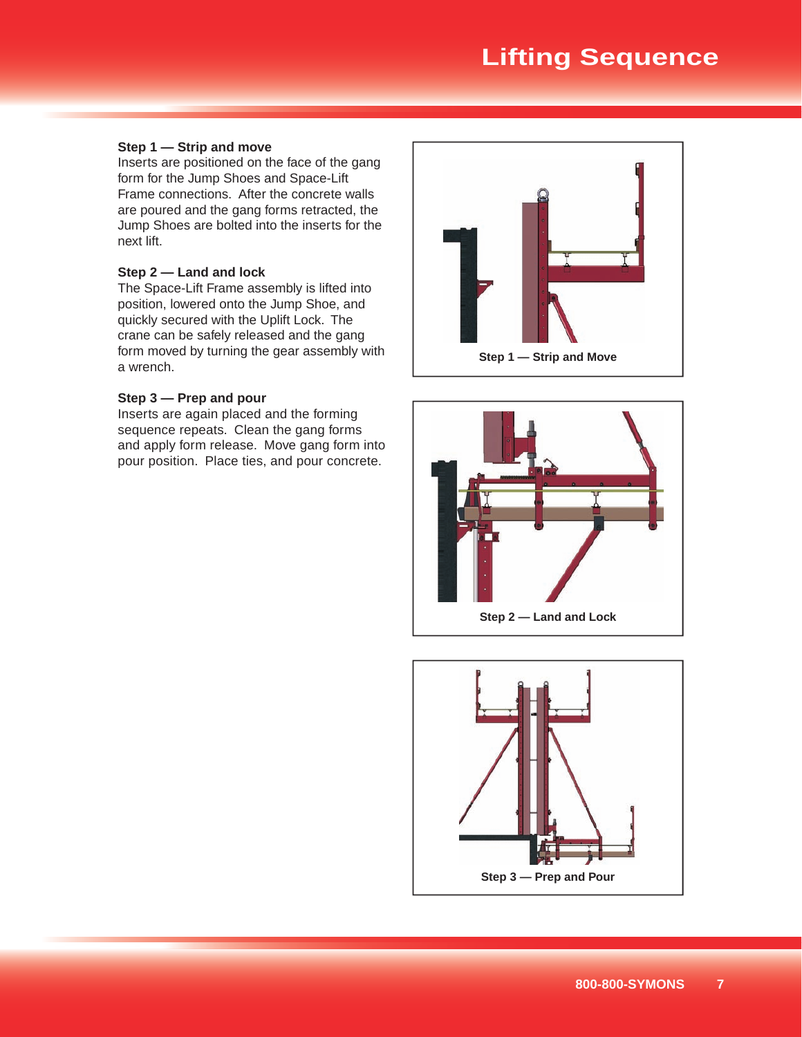# Lifting Sequence

**Step 1 — Strip and move**
Inserts are positioned on the face of the gang form for the Jump Shoes and Space-Lift Frame connections. After the concrete walls are poured and the gang forms retracted, the Jump Shoes are bolted into the inserts for the next lift.

**Step 2 — Land and lock**
The Space-Lift Frame assembly is lifted into position, lowered onto the Jump Shoe, and quickly secured with the Uplift Lock. The crane can be safely released and the gang form moved by turning the gear assembly with a wrench.

**Step 3 — Prep and pour**
Inserts are again placed and the forming sequence repeats. Clean the gang forms and apply form release. Move gang form into pour position. Place ties, and pour concrete.

**Step 1 — Strip and Move**

**Step 2 — Land and Lock**

**Step 3 — Prep and Pour**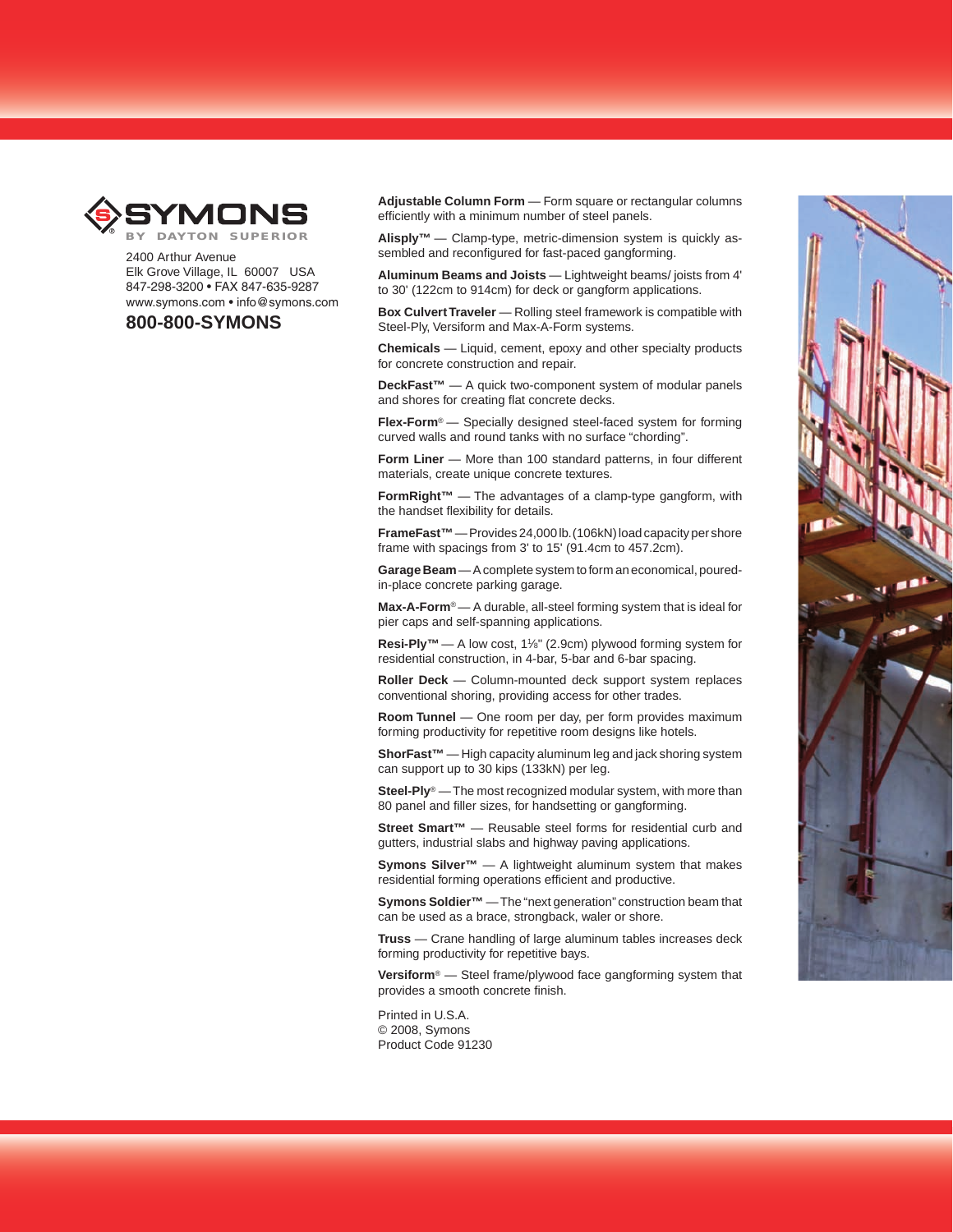SYMONS
BY DAYTON SUPERIOR

2400 Arthur Avenue
Elk Grove Village, IL 60007 USA
847-298-3200 • FAX 847-635-9287
www.symons.com • info@symons.com

**800-800-SYMONS**

**Adjustable Column Form** — Form square or rectangular columns efficiently with a minimum number of steel panels.

**Alisply™** — Clamp-type, metric-dimension system is quickly assembled and reconfigured for fast-paced gangforming.

**Aluminum Beams and Joists** — Lightweight beams/ joists from 4' to 30' (122cm to 914cm) for deck or gangform applications.

**Box Culvert Traveler** — Rolling steel framework is compatible with Steel-Ply, Versiform and Max-A-Form systems.

**Chemicals** — Liquid, cement, epoxy and other specialty products for concrete construction and repair.

**DeckFast™** — A quick two-component system of modular panels and shores for creating flat concrete decks.

**Flex-Form®** — Specially designed steel-faced system for forming curved walls and round tanks with no surface "chording".

**Form Liner** — More than 100 standard patterns, in four different materials, create unique concrete textures.

**FormRight™** — The advantages of a clamp-type gangform, with the handset flexibility for details.

**FrameFast™** — Provides 24,000 lb. (106kN) load capacity per shore frame with spacings from 3' to 15' (91.4cm to 457.2cm).

**Garage Beam** — A complete system to form an economical, poured-in-place concrete parking garage.

**Max-A-Form®** — A durable, all-steel forming system that is ideal for pier caps and self-spanning applications.

**Resi-Ply™** — A low cost, 1⅛" (2.9cm) plywood forming system for residential construction, in 4-bar, 5-bar and 6-bar spacing.

**Roller Deck** — Column-mounted deck support system replaces conventional shoring, providing access for other trades.

**Room Tunnel** — One room per day, per form provides maximum forming productivity for repetitive room designs like hotels.

**ShorFast™** — High capacity aluminum leg and jack shoring system can support up to 30 kips (133kN) per leg.

**Steel-Ply®** — The most recognized modular system, with more than 80 panel and filler sizes, for handsetting or gangforming.

**Street Smart™** — Reusable steel forms for residential curb and gutters, industrial slabs and highway paving applications.

**Symons Silver™** — A lightweight aluminum system that makes residential forming operations efficient and productive.

**Symons Soldier™** — The "next generation" construction beam that can be used as a brace, strongback, waler or shore.

**Truss** — Crane handling of large aluminum tables increases deck forming productivity for repetitive bays.

**Versiform®** — Steel frame/plywood face gangforming system that provides a smooth concrete finish.

Printed in U.S.A.
© 2008, Symons
Product Code 91230